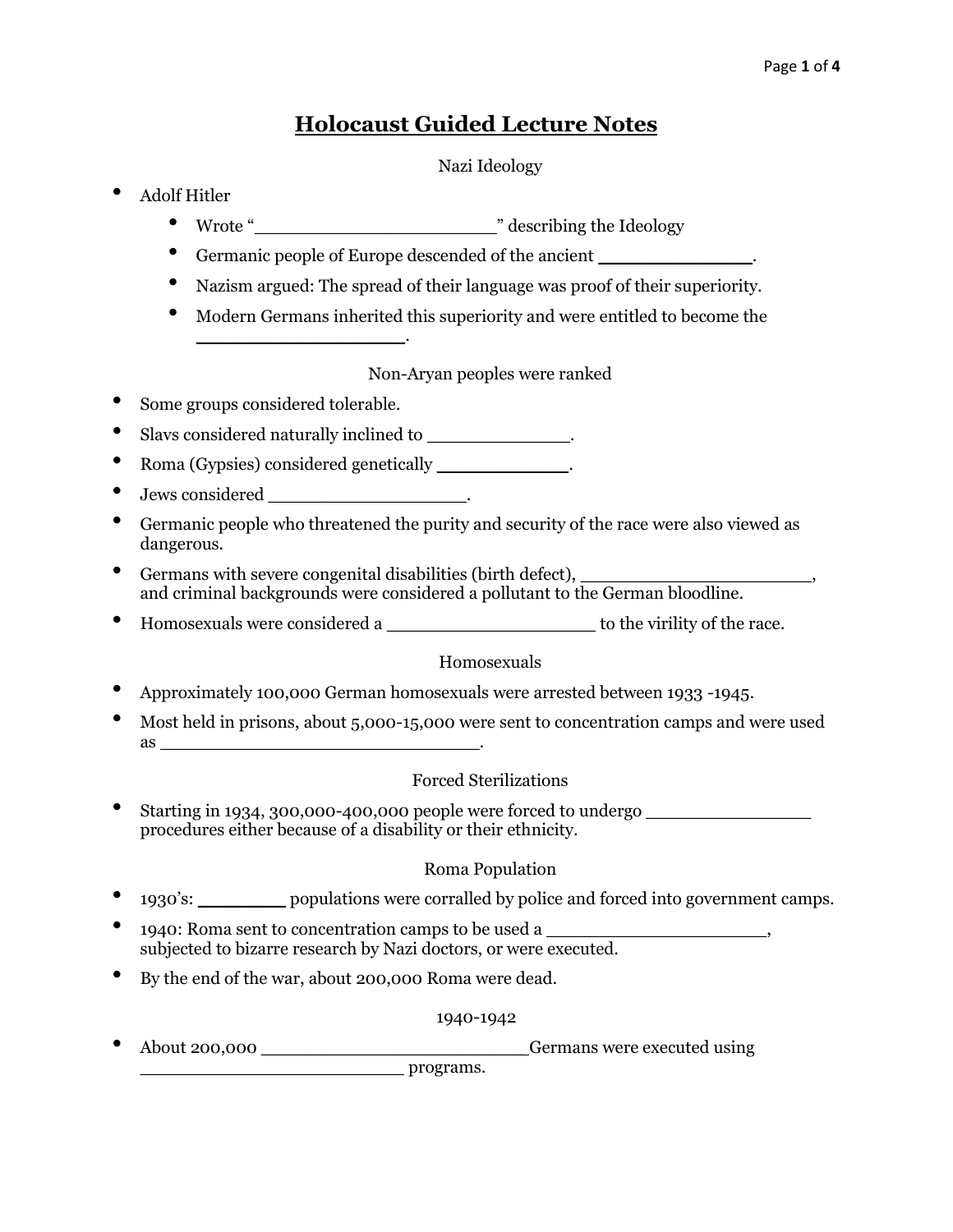# Holocaust Guided Lecture Notes

## Nazi Ideology

- Adolf Hitler
  - Wrote "______________________" describing the Ideology
  - Germanic people of Europe descended of the ancient _____________.
  - Nazism argued: The spread of their language was proof of their superiority.
  - Modern Germans inherited this superiority and were entitled to become the __________________.

## Non-Aryan peoples were ranked

- Some groups considered tolerable.
- Slavs considered naturally inclined to _____________.
- Roma (Gypsies) considered genetically ____________.
- Jews considered __________________.
- Germanic people who threatened the purity and security of the race were also viewed as dangerous.
- Germans with severe congenital disabilities (birth defect), _____________________, and criminal backgrounds were considered a pollutant to the German bloodline.
- Homosexuals were considered a ___________________ to the virility of the race.

## Homosexuals

- Approximately 100,000 German homosexuals were arrested between 1933 -1945.
- Most held in prisons, about 5,000-15,000 were sent to concentration camps and were used as _____________________________.

## Forced Sterilizations

- Starting in 1934, 300,000-400,000 people were forced to undergo _______________ procedures either because of a disability or their ethnicity.

## Roma Population

- 1930's: ________ populations were corralled by police and forced into government camps.
- 1940: Roma sent to concentration camps to be used a ___________________, subjected to bizarre research by Nazi doctors, or were executed.
- By the end of the war, about 200,000 Roma were dead.

## 1940-1942

- About 200,000 ________________________Germans were executed using _______________________ programs.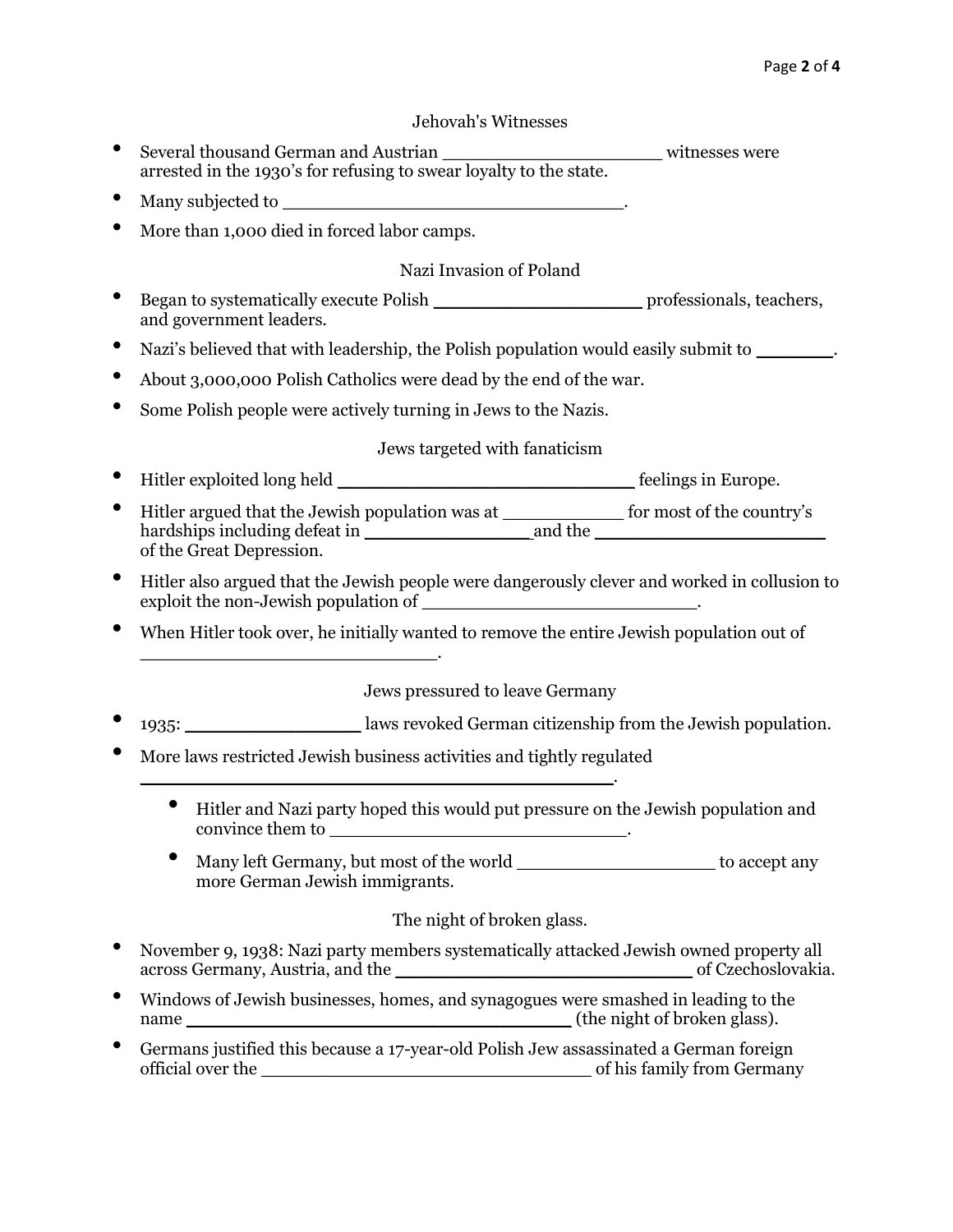## Jehovah's Witnesses

- Several thousand German and Austrian ___________________ witnesses were arrested in the 1930's for refusing to swear loyalty to the state.
- Many subjected to ______________________________.
- More than 1,000 died in forced labor camps.

## Nazi Invasion of Poland

- Began to systematically execute Polish __________________ professionals, teachers, and government leaders.
- Nazi's believed that with leadership, the Polish population would easily submit to _______.
- About 3,000,000 Polish Catholics were dead by the end of the war.
- Some Polish people were actively turning in Jews to the Nazis.

## Jews targeted with fanaticism

- Hitler exploited long held __________________________ feelings in Europe.
- Hitler argued that the Jewish population was at ___________ for most of the country's hardships including defeat in _______________ and the ____________________ of the Great Depression.
- Hitler also argued that the Jewish people were dangerously clever and worked in collusion to exploit the non-Jewish population of _________________________.
- When Hitler took over, he initially wanted to remove the entire Jewish population out of __________________________.

## Jews pressured to leave Germany

- 1935: _______________ laws revoked German citizenship from the Jewish population.
- More laws restricted Jewish business activities and tightly regulated __________________________________________.
  - Hitler and Nazi party hoped this would put pressure on the Jewish population and convince them to ___________________________.
  - Many left Germany, but most of the world __________________ to accept any more German Jewish immigrants.

## The night of broken glass.

- November 9, 1938: Nazi party members systematically attacked Jewish owned property all across Germany, Austria, and the __________________________ of Czechoslovakia.
- Windows of Jewish businesses, homes, and synagogues were smashed in leading to the name __________________________________ (the night of broken glass).
- Germans justified this because a 17-year-old Polish Jew assassinated a German foreign official over the _____________________________ of his family from Germany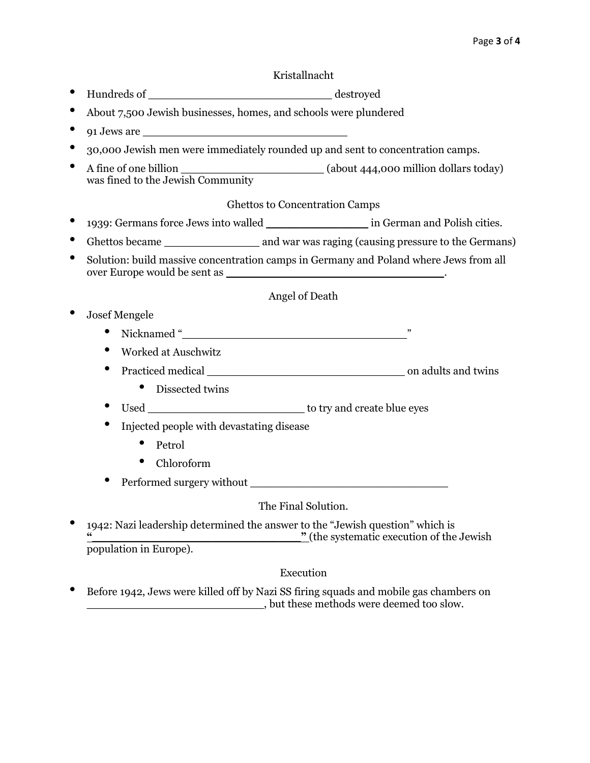## Kristallnacht

- Hundreds of ___________________________ destroyed
- About 7,500 Jewish businesses, homes, and schools were plundered
- 91 Jews are ______________________________
- 30,000 Jewish men were immediately rounded up and sent to concentration camps.
- A fine of one billion _____________________ (about 444,000 million dollars today) was fined to the Jewish Community

## Ghettos to Concentration Camps

- 1939: Germans force Jews into walled _______________ in German and Polish cities.
- Ghettos became ______________ and war was raging (causing pressure to the Germans)
- Solution: build massive concentration camps in Germany and Poland where Jews from all over Europe would be sent as ________________________________.

## Angel of Death

- Josef Mengele
  - Nicknamed "_________________________________"
  - Worked at Auschwitz
  - Practiced medical _____________________________ on adults and twins
    - Dissected twins
  - Used ________________________ to try and create blue eyes
  - Injected people with devastating disease
    - Petrol
    - Chloroform
  - Performed surgery without ______________________________

## The Final Solution.

- 1942: Nazi leadership determined the answer to the "Jewish question" which is "________________________________" (the systematic execution of the Jewish population in Europe).

## Execution

- Before 1942, Jews were killed off by Nazi SS firing squads and mobile gas chambers on __________________________, but these methods were deemed too slow.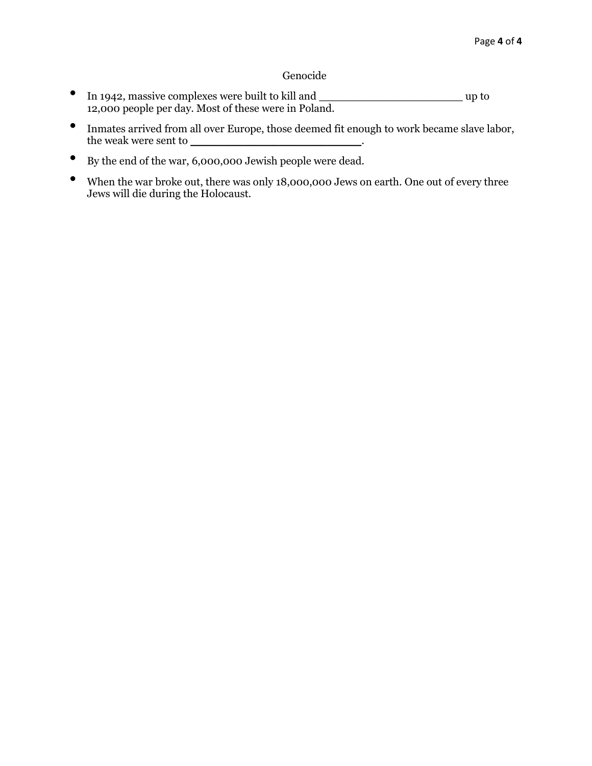Genocide

- In 1942, massive complexes were built to kill and ____________________ up to 12,000 people per day. Most of these were in Poland.
- Inmates arrived from all over Europe, those deemed fit enough to work became slave labor, the weak were sent to ______________________.
- By the end of the war, 6,000,000 Jewish people were dead.
- When the war broke out, there was only 18,000,000 Jews on earth. One out of every three Jews will die during the Holocaust.